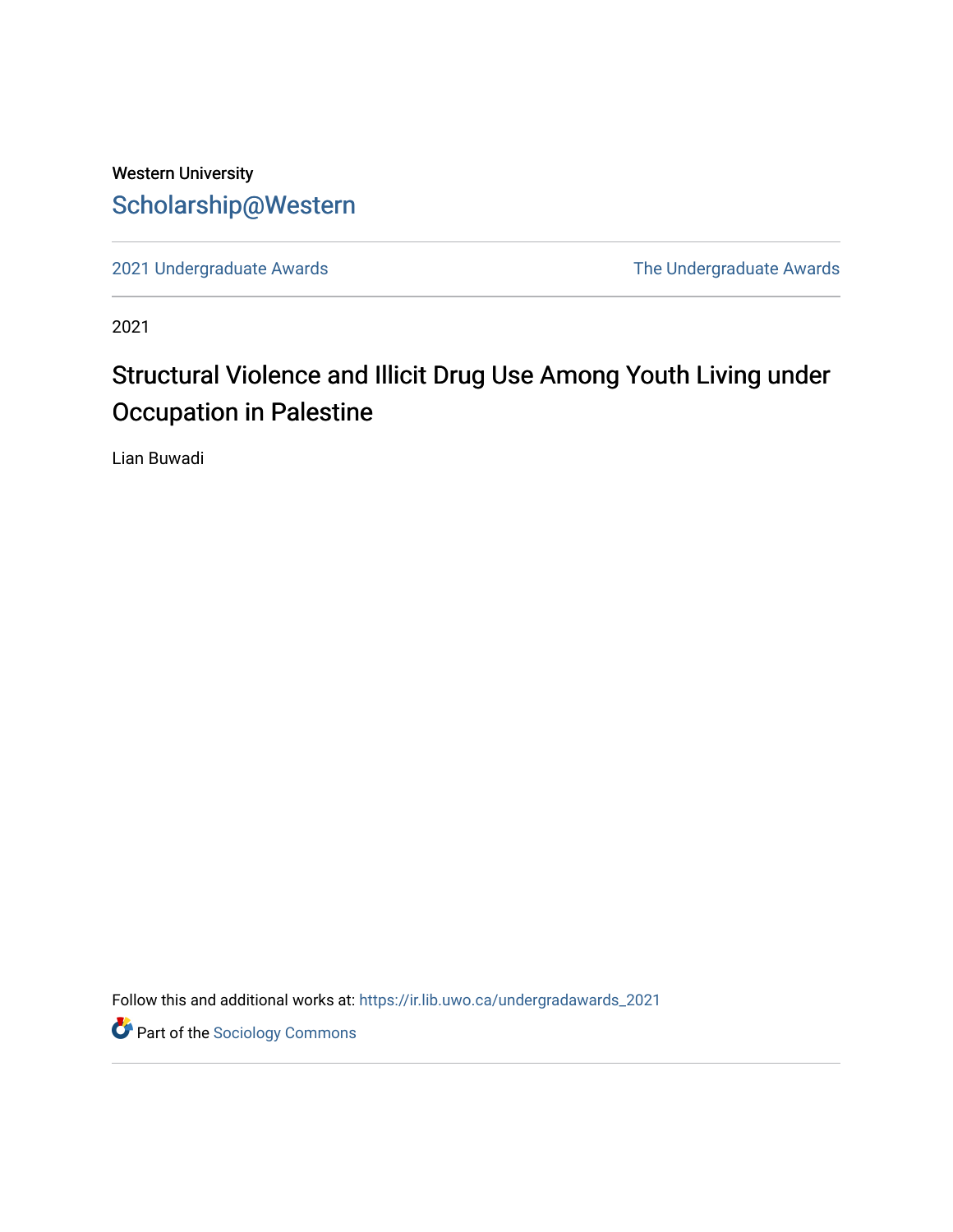Western University

Scholarship@Western

2021 Undergraduate Awards

The Undergraduate Awards

2021

# Structural Violence and Illicit Drug Use Among Youth Living under Occupation in Palestine

Lian Buwadi

Follow this and additional works at: https://ir.lib.uwo.ca/undergradawards_2021

Part of the Sociology Commons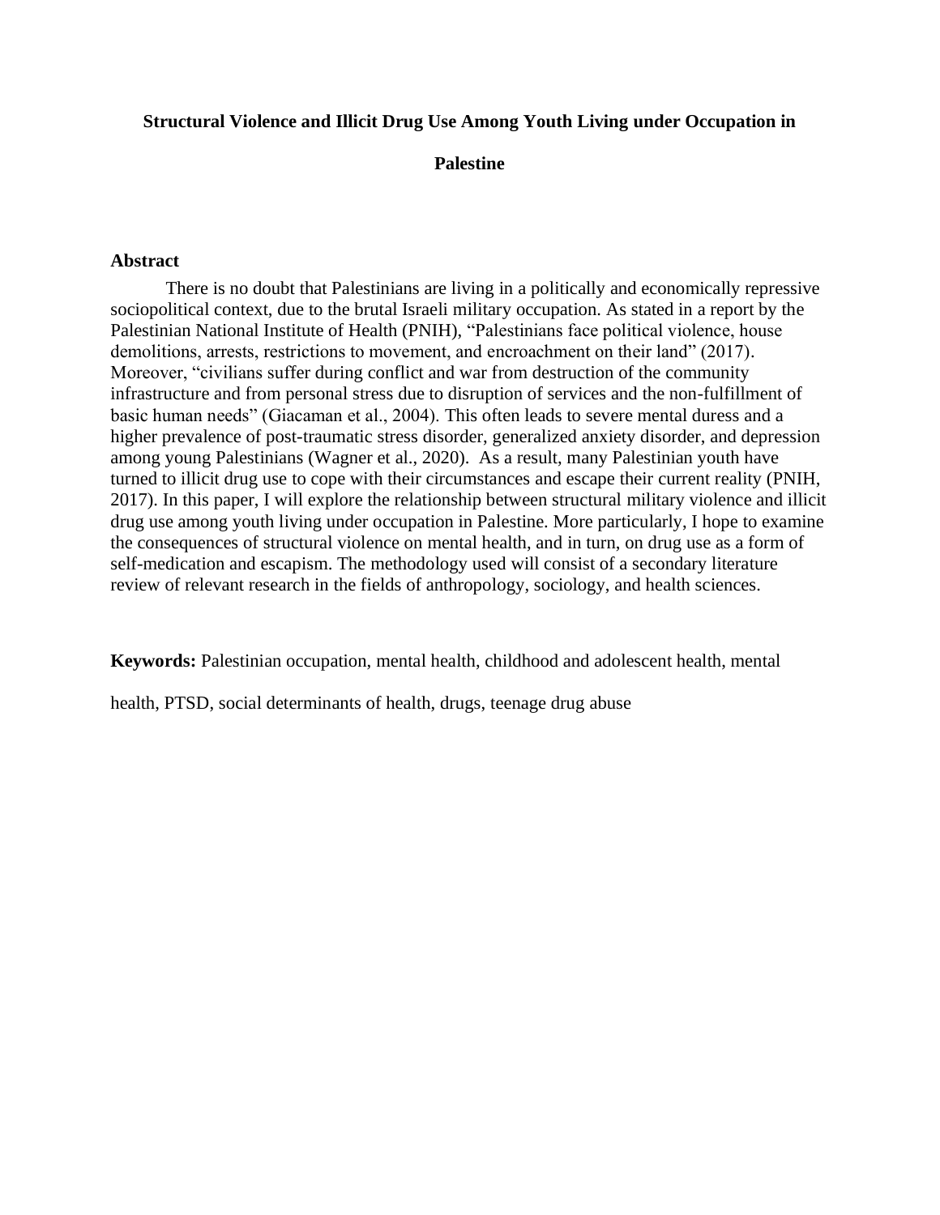**Structural Violence and Illicit Drug Use Among Youth Living under Occupation in Palestine**

### Abstract

There is no doubt that Palestinians are living in a politically and economically repressive sociopolitical context, due to the brutal Israeli military occupation. As stated in a report by the Palestinian National Institute of Health (PNIH), "Palestinians face political violence, house demolitions, arrests, restrictions to movement, and encroachment on their land" (2017). Moreover, "civilians suffer during conflict and war from destruction of the community infrastructure and from personal stress due to disruption of services and the non-fulfillment of basic human needs" (Giacaman et al., 2004). This often leads to severe mental duress and a higher prevalence of post-traumatic stress disorder, generalized anxiety disorder, and depression among young Palestinians (Wagner et al., 2020). As a result, many Palestinian youth have turned to illicit drug use to cope with their circumstances and escape their current reality (PNIH, 2017). In this paper, I will explore the relationship between structural military violence and illicit drug use among youth living under occupation in Palestine. More particularly, I hope to examine the consequences of structural violence on mental health, and in turn, on drug use as a form of self-medication and escapism. The methodology used will consist of a secondary literature review of relevant research in the fields of anthropology, sociology, and health sciences.

**Keywords:** Palestinian occupation, mental health, childhood and adolescent health, mental health, PTSD, social determinants of health, drugs, teenage drug abuse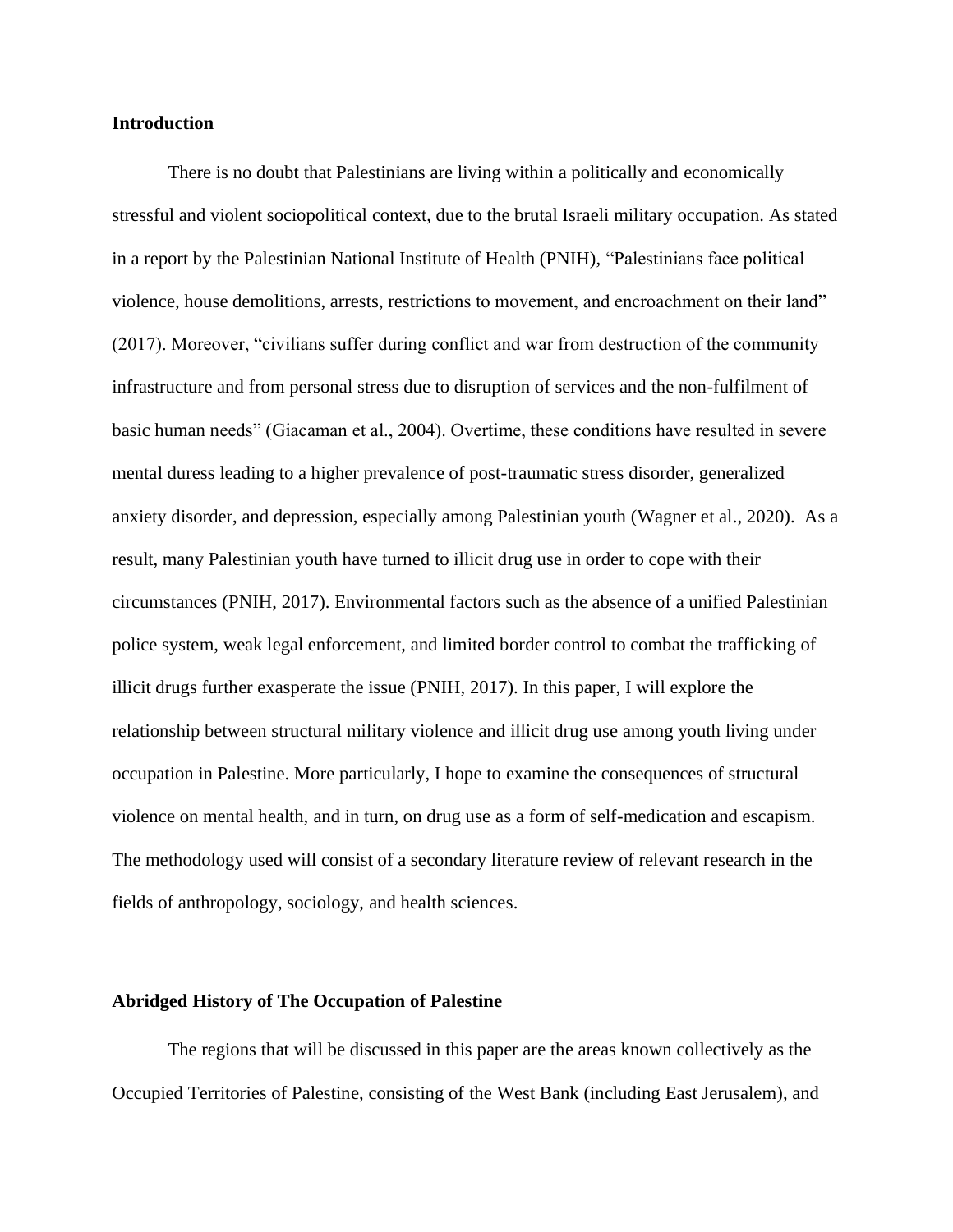**Introduction**

There is no doubt that Palestinians are living within a politically and economically stressful and violent sociopolitical context, due to the brutal Israeli military occupation. As stated in a report by the Palestinian National Institute of Health (PNIH), "Palestinians face political violence, house demolitions, arrests, restrictions to movement, and encroachment on their land" (2017). Moreover, "civilians suffer during conflict and war from destruction of the community infrastructure and from personal stress due to disruption of services and the non-fulfilment of basic human needs" (Giacaman et al., 2004). Overtime, these conditions have resulted in severe mental duress leading to a higher prevalence of post-traumatic stress disorder, generalized anxiety disorder, and depression, especially among Palestinian youth (Wagner et al., 2020). As a result, many Palestinian youth have turned to illicit drug use in order to cope with their circumstances (PNIH, 2017). Environmental factors such as the absence of a unified Palestinian police system, weak legal enforcement, and limited border control to combat the trafficking of illicit drugs further exasperate the issue (PNIH, 2017). In this paper, I will explore the relationship between structural military violence and illicit drug use among youth living under occupation in Palestine. More particularly, I hope to examine the consequences of structural violence on mental health, and in turn, on drug use as a form of self-medication and escapism. The methodology used will consist of a secondary literature review of relevant research in the fields of anthropology, sociology, and health sciences.

**Abridged History of The Occupation of Palestine**

The regions that will be discussed in this paper are the areas known collectively as the Occupied Territories of Palestine, consisting of the West Bank (including East Jerusalem), and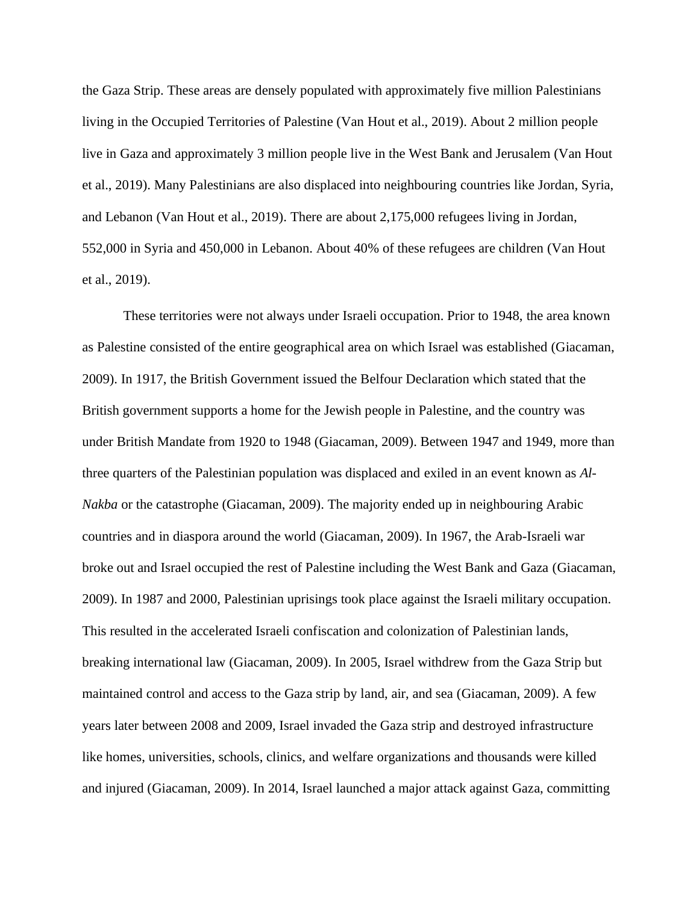the Gaza Strip. These areas are densely populated with approximately five million Palestinians living in the Occupied Territories of Palestine (Van Hout et al., 2019). About 2 million people live in Gaza and approximately 3 million people live in the West Bank and Jerusalem (Van Hout et al., 2019). Many Palestinians are also displaced into neighbouring countries like Jordan, Syria, and Lebanon (Van Hout et al., 2019). There are about 2,175,000 refugees living in Jordan, 552,000 in Syria and 450,000 in Lebanon. About 40% of these refugees are children (Van Hout et al., 2019).

These territories were not always under Israeli occupation. Prior to 1948, the area known as Palestine consisted of the entire geographical area on which Israel was established (Giacaman, 2009). In 1917, the British Government issued the Belfour Declaration which stated that the British government supports a home for the Jewish people in Palestine, and the country was under British Mandate from 1920 to 1948 (Giacaman, 2009). Between 1947 and 1949, more than three quarters of the Palestinian population was displaced and exiled in an event known as *Al-Nakba* or the catastrophe (Giacaman, 2009). The majority ended up in neighbouring Arabic countries and in diaspora around the world (Giacaman, 2009). In 1967, the Arab-Israeli war broke out and Israel occupied the rest of Palestine including the West Bank and Gaza (Giacaman, 2009). In 1987 and 2000, Palestinian uprisings took place against the Israeli military occupation. This resulted in the accelerated Israeli confiscation and colonization of Palestinian lands, breaking international law (Giacaman, 2009). In 2005, Israel withdrew from the Gaza Strip but maintained control and access to the Gaza strip by land, air, and sea (Giacaman, 2009). A few years later between 2008 and 2009, Israel invaded the Gaza strip and destroyed infrastructure like homes, universities, schools, clinics, and welfare organizations and thousands were killed and injured (Giacaman, 2009). In 2014, Israel launched a major attack against Gaza, committing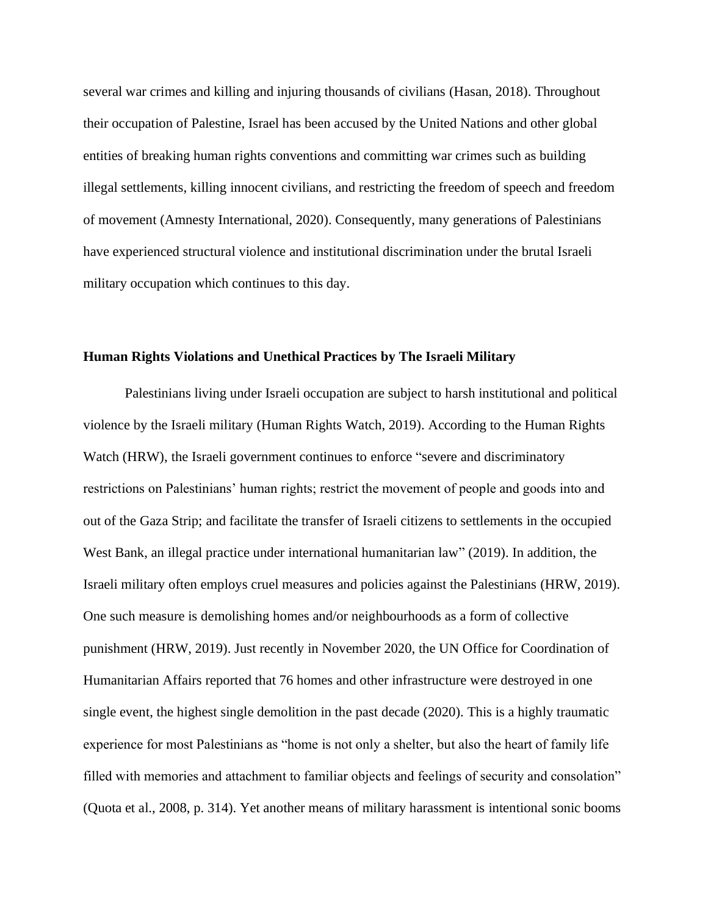several war crimes and killing and injuring thousands of civilians (Hasan, 2018). Throughout their occupation of Palestine, Israel has been accused by the United Nations and other global entities of breaking human rights conventions and committing war crimes such as building illegal settlements, killing innocent civilians, and restricting the freedom of speech and freedom of movement (Amnesty International, 2020). Consequently, many generations of Palestinians have experienced structural violence and institutional discrimination under the brutal Israeli military occupation which continues to this day.

### Human Rights Violations and Unethical Practices by The Israeli Military

Palestinians living under Israeli occupation are subject to harsh institutional and political violence by the Israeli military (Human Rights Watch, 2019). According to the Human Rights Watch (HRW), the Israeli government continues to enforce "severe and discriminatory restrictions on Palestinians' human rights; restrict the movement of people and goods into and out of the Gaza Strip; and facilitate the transfer of Israeli citizens to settlements in the occupied West Bank, an illegal practice under international humanitarian law" (2019). In addition, the Israeli military often employs cruel measures and policies against the Palestinians (HRW, 2019). One such measure is demolishing homes and/or neighbourhoods as a form of collective punishment (HRW, 2019). Just recently in November 2020, the UN Office for Coordination of Humanitarian Affairs reported that 76 homes and other infrastructure were destroyed in one single event, the highest single demolition in the past decade (2020). This is a highly traumatic experience for most Palestinians as "home is not only a shelter, but also the heart of family life filled with memories and attachment to familiar objects and feelings of security and consolation" (Quota et al., 2008, p. 314). Yet another means of military harassment is intentional sonic booms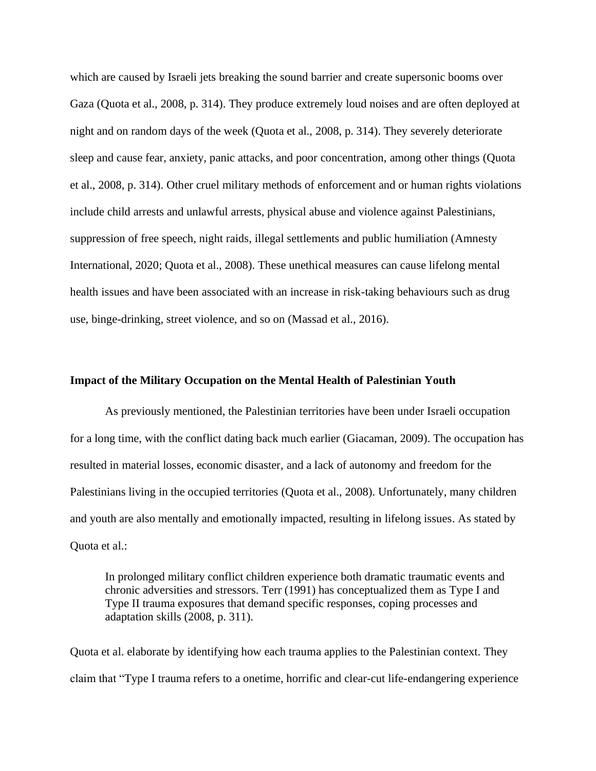which are caused by Israeli jets breaking the sound barrier and create supersonic booms over Gaza (Quota et al., 2008, p. 314). They produce extremely loud noises and are often deployed at night and on random days of the week (Quota et al., 2008, p. 314). They severely deteriorate sleep and cause fear, anxiety, panic attacks, and poor concentration, among other things (Quota et al., 2008, p. 314). Other cruel military methods of enforcement and or human rights violations include child arrests and unlawful arrests, physical abuse and violence against Palestinians, suppression of free speech, night raids, illegal settlements and public humiliation (Amnesty International, 2020; Quota et al., 2008). These unethical measures can cause lifelong mental health issues and have been associated with an increase in risk-taking behaviours such as drug use, binge-drinking, street violence, and so on (Massad et al., 2016).

**Impact of the Military Occupation on the Mental Health of Palestinian Youth**

As previously mentioned, the Palestinian territories have been under Israeli occupation for a long time, with the conflict dating back much earlier (Giacaman, 2009). The occupation has resulted in material losses, economic disaster, and a lack of autonomy and freedom for the Palestinians living in the occupied territories (Quota et al., 2008). Unfortunately, many children and youth are also mentally and emotionally impacted, resulting in lifelong issues. As stated by Quota et al.:

> In prolonged military conflict children experience both dramatic traumatic events and chronic adversities and stressors. Terr (1991) has conceptualized them as Type I and Type II trauma exposures that demand specific responses, coping processes and adaptation skills (2008, p. 311).

Quota et al. elaborate by identifying how each trauma applies to the Palestinian context. They claim that "Type I trauma refers to a onetime, horrific and clear-cut life-endangering experience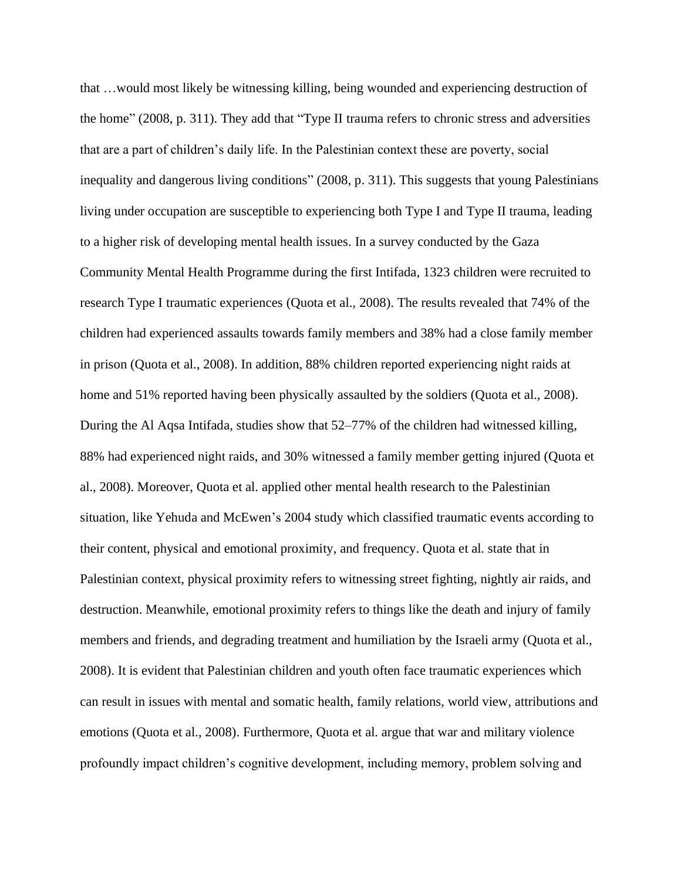that …would most likely be witnessing killing, being wounded and experiencing destruction of the home" (2008, p. 311). They add that "Type II trauma refers to chronic stress and adversities that are a part of children's daily life. In the Palestinian context these are poverty, social inequality and dangerous living conditions" (2008, p. 311). This suggests that young Palestinians living under occupation are susceptible to experiencing both Type I and Type II trauma, leading to a higher risk of developing mental health issues. In a survey conducted by the Gaza Community Mental Health Programme during the first Intifada, 1323 children were recruited to research Type I traumatic experiences (Quota et al., 2008). The results revealed that 74% of the children had experienced assaults towards family members and 38% had a close family member in prison (Quota et al., 2008). In addition, 88% children reported experiencing night raids at home and 51% reported having been physically assaulted by the soldiers (Quota et al., 2008). During the Al Aqsa Intifada, studies show that 52–77% of the children had witnessed killing, 88% had experienced night raids, and 30% witnessed a family member getting injured (Quota et al., 2008). Moreover, Quota et al. applied other mental health research to the Palestinian situation, like Yehuda and McEwen's 2004 study which classified traumatic events according to their content, physical and emotional proximity, and frequency. Quota et al. state that in Palestinian context, physical proximity refers to witnessing street fighting, nightly air raids, and destruction. Meanwhile, emotional proximity refers to things like the death and injury of family members and friends, and degrading treatment and humiliation by the Israeli army (Quota et al., 2008). It is evident that Palestinian children and youth often face traumatic experiences which can result in issues with mental and somatic health, family relations, world view, attributions and emotions (Quota et al., 2008). Furthermore, Quota et al. argue that war and military violence profoundly impact children's cognitive development, including memory, problem solving and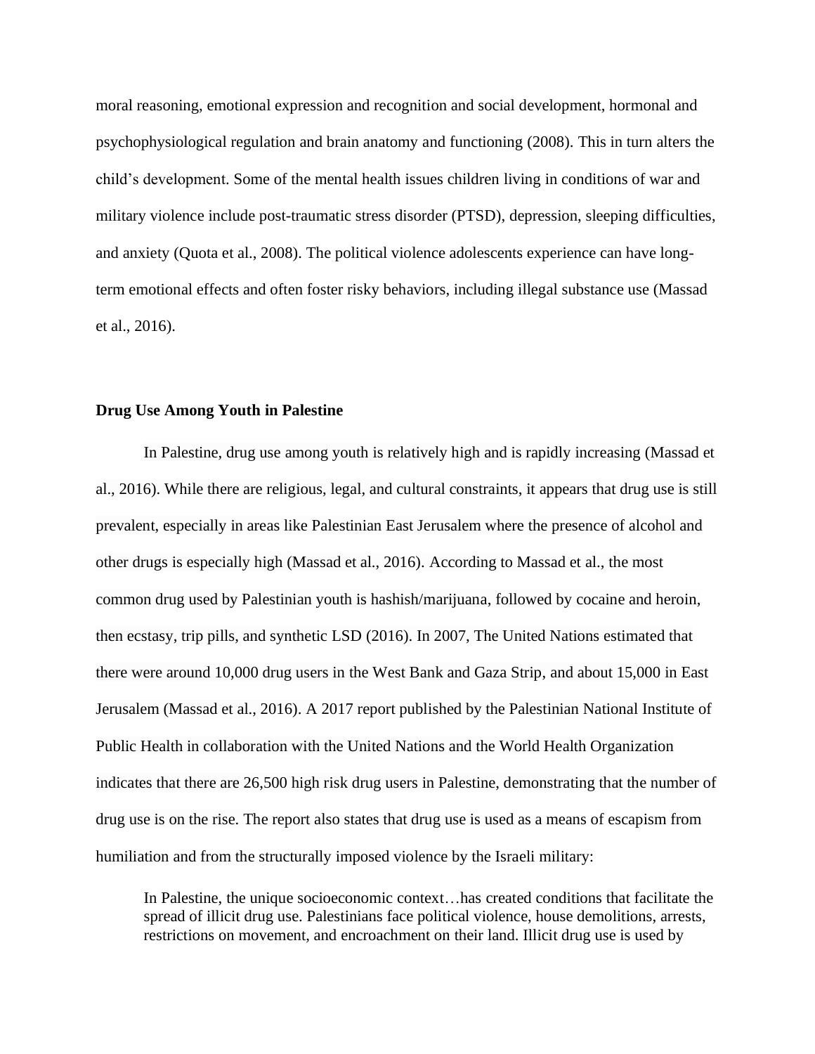moral reasoning, emotional expression and recognition and social development, hormonal and psychophysiological regulation and brain anatomy and functioning (2008). This in turn alters the child's development. Some of the mental health issues children living in conditions of war and military violence include post-traumatic stress disorder (PTSD), depression, sleeping difficulties, and anxiety (Quota et al., 2008). The political violence adolescents experience can have long-term emotional effects and often foster risky behaviors, including illegal substance use (Massad et al., 2016).

**Drug Use Among Youth in Palestine**

In Palestine, drug use among youth is relatively high and is rapidly increasing (Massad et al., 2016). While there are religious, legal, and cultural constraints, it appears that drug use is still prevalent, especially in areas like Palestinian East Jerusalem where the presence of alcohol and other drugs is especially high (Massad et al., 2016). According to Massad et al., the most common drug used by Palestinian youth is hashish/marijuana, followed by cocaine and heroin, then ecstasy, trip pills, and synthetic LSD (2016). In 2007, The United Nations estimated that there were around 10,000 drug users in the West Bank and Gaza Strip, and about 15,000 in East Jerusalem (Massad et al., 2016). A 2017 report published by the Palestinian National Institute of Public Health in collaboration with the United Nations and the World Health Organization indicates that there are 26,500 high risk drug users in Palestine, demonstrating that the number of drug use is on the rise. The report also states that drug use is used as a means of escapism from humiliation and from the structurally imposed violence by the Israeli military:

> In Palestine, the unique socioeconomic context…has created conditions that facilitate the spread of illicit drug use. Palestinians face political violence, house demolitions, arrests, restrictions on movement, and encroachment on their land. Illicit drug use is used by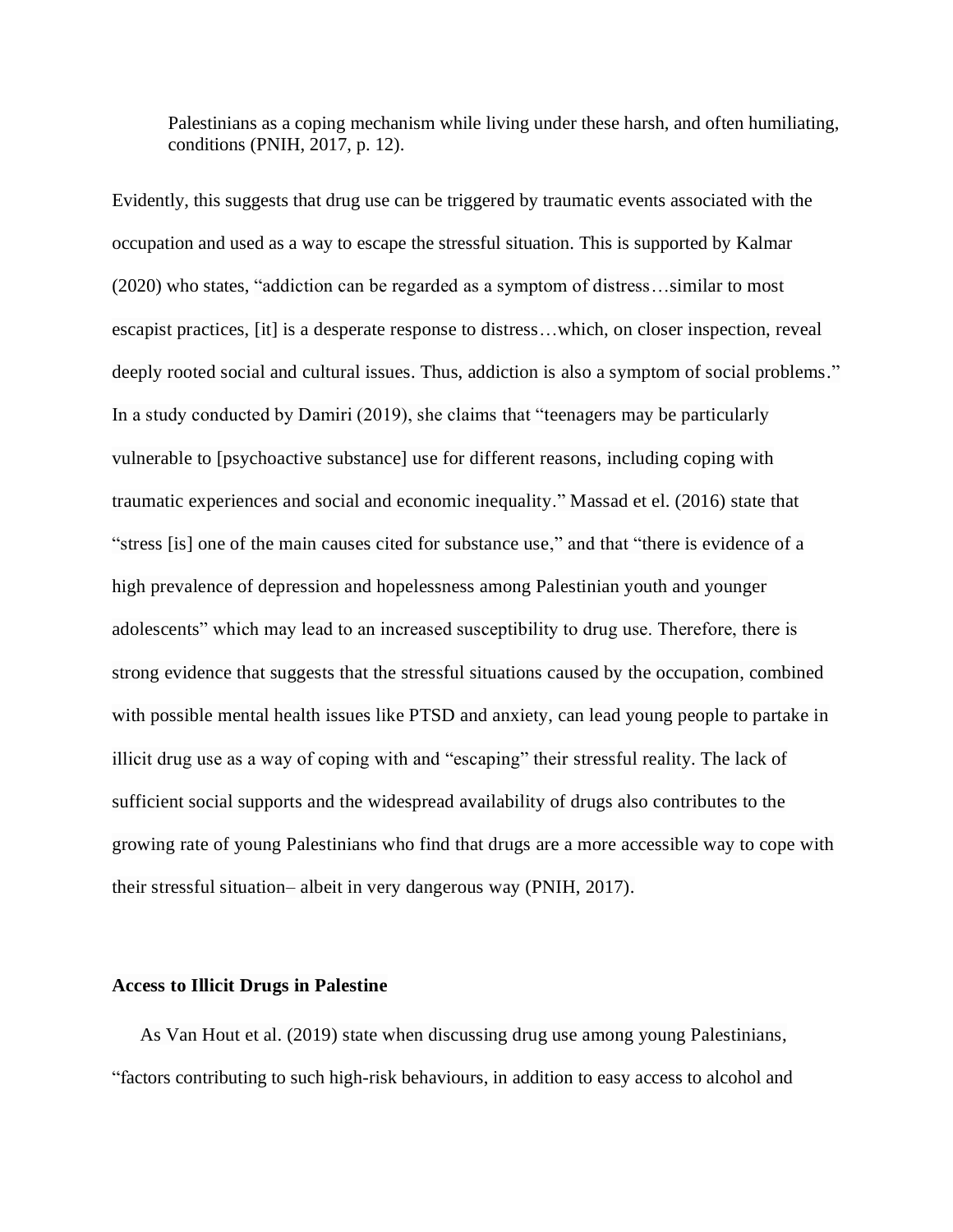> Palestinians as a coping mechanism while living under these harsh, and often humiliating, conditions (PNIH, 2017, p. 12).

Evidently, this suggests that drug use can be triggered by traumatic events associated with the occupation and used as a way to escape the stressful situation. This is supported by Kalmar (2020) who states, "addiction can be regarded as a symptom of distress…similar to most escapist practices, [it] is a desperate response to distress…which, on closer inspection, reveal deeply rooted social and cultural issues. Thus, addiction is also a symptom of social problems." In a study conducted by Damiri (2019), she claims that "teenagers may be particularly vulnerable to [psychoactive substance] use for different reasons, including coping with traumatic experiences and social and economic inequality." Massad et el. (2016) state that "stress [is] one of the main causes cited for substance use," and that "there is evidence of a high prevalence of depression and hopelessness among Palestinian youth and younger adolescents" which may lead to an increased susceptibility to drug use. Therefore, there is strong evidence that suggests that the stressful situations caused by the occupation, combined with possible mental health issues like PTSD and anxiety, can lead young people to partake in illicit drug use as a way of coping with and "escaping" their stressful reality. The lack of sufficient social supports and the widespread availability of drugs also contributes to the growing rate of young Palestinians who find that drugs are a more accessible way to cope with their stressful situation– albeit in very dangerous way (PNIH, 2017).

**Access to Illicit Drugs in Palestine**

As Van Hout et al. (2019) state when discussing drug use among young Palestinians, "factors contributing to such high-risk behaviours, in addition to easy access to alcohol and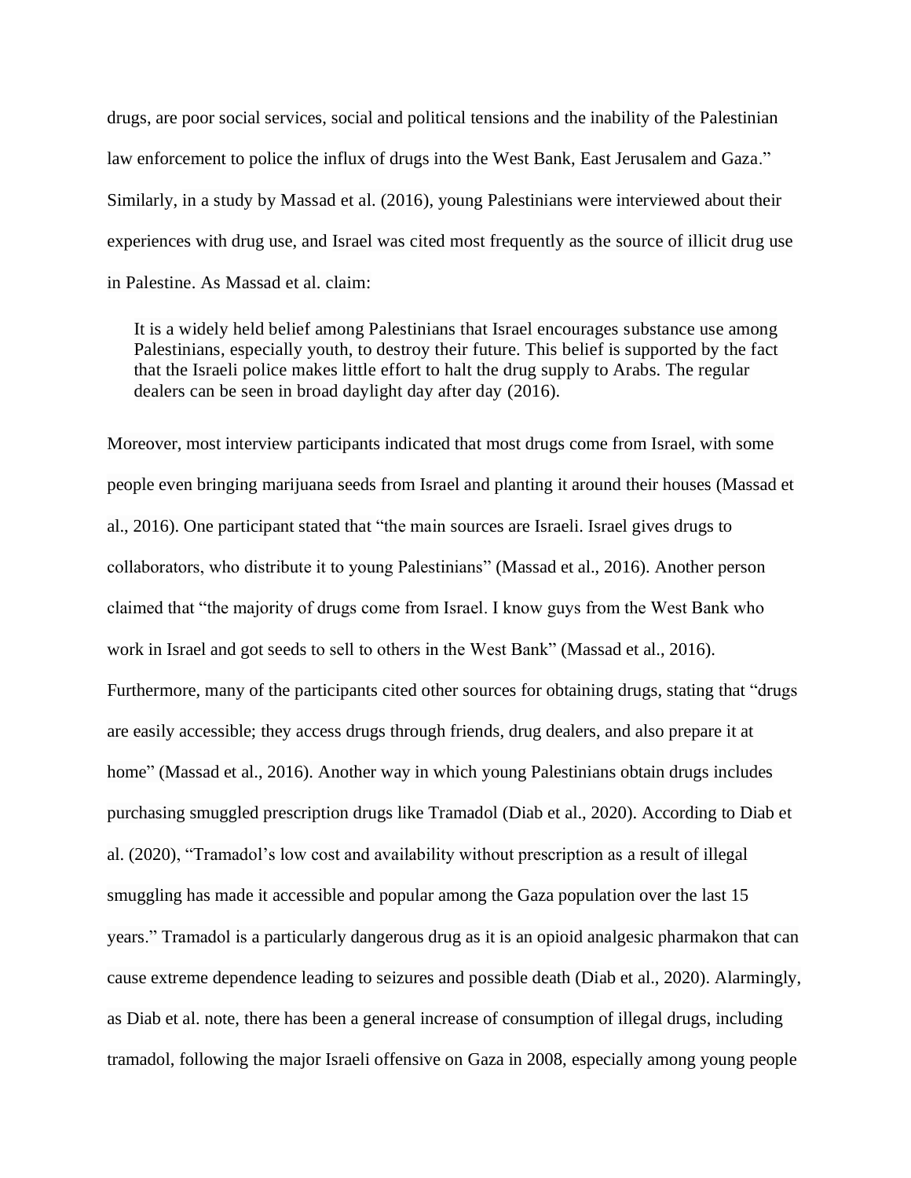drugs, are poor social services, social and political tensions and the inability of the Palestinian law enforcement to police the influx of drugs into the West Bank, East Jerusalem and Gaza." Similarly, in a study by Massad et al. (2016), young Palestinians were interviewed about their experiences with drug use, and Israel was cited most frequently as the source of illicit drug use in Palestine. As Massad et al. claim:

> It is a widely held belief among Palestinians that Israel encourages substance use among Palestinians, especially youth, to destroy their future. This belief is supported by the fact that the Israeli police makes little effort to halt the drug supply to Arabs. The regular dealers can be seen in broad daylight day after day (2016).

Moreover, most interview participants indicated that most drugs come from Israel, with some people even bringing marijuana seeds from Israel and planting it around their houses (Massad et al., 2016). One participant stated that "the main sources are Israeli. Israel gives drugs to collaborators, who distribute it to young Palestinians" (Massad et al., 2016). Another person claimed that "the majority of drugs come from Israel. I know guys from the West Bank who work in Israel and got seeds to sell to others in the West Bank" (Massad et al., 2016). Furthermore, many of the participants cited other sources for obtaining drugs, stating that "drugs are easily accessible; they access drugs through friends, drug dealers, and also prepare it at home" (Massad et al., 2016). Another way in which young Palestinians obtain drugs includes purchasing smuggled prescription drugs like Tramadol (Diab et al., 2020). According to Diab et al. (2020), "Tramadol's low cost and availability without prescription as a result of illegal smuggling has made it accessible and popular among the Gaza population over the last 15 years." Tramadol is a particularly dangerous drug as it is an opioid analgesic pharmakon that can cause extreme dependence leading to seizures and possible death (Diab et al., 2020). Alarmingly, as Diab et al. note, there has been a general increase of consumption of illegal drugs, including tramadol, following the major Israeli offensive on Gaza in 2008, especially among young people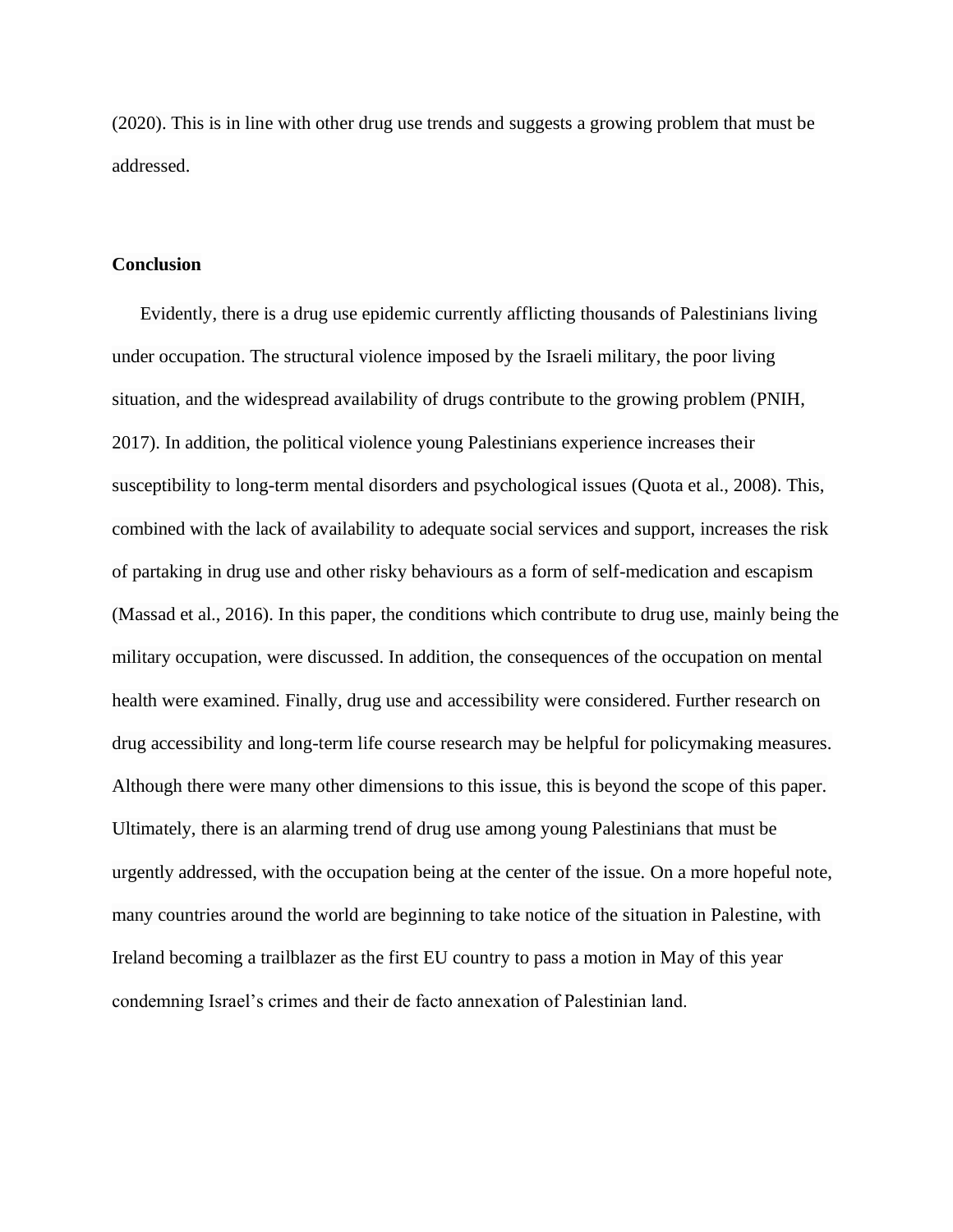(2020). This is in line with other drug use trends and suggests a growing problem that must be addressed.

**Conclusion**

Evidently, there is a drug use epidemic currently afflicting thousands of Palestinians living under occupation. The structural violence imposed by the Israeli military, the poor living situation, and the widespread availability of drugs contribute to the growing problem (PNIH, 2017). In addition, the political violence young Palestinians experience increases their susceptibility to long-term mental disorders and psychological issues (Quota et al., 2008). This, combined with the lack of availability to adequate social services and support, increases the risk of partaking in drug use and other risky behaviours as a form of self-medication and escapism (Massad et al., 2016). In this paper, the conditions which contribute to drug use, mainly being the military occupation, were discussed. In addition, the consequences of the occupation on mental health were examined. Finally, drug use and accessibility were considered. Further research on drug accessibility and long-term life course research may be helpful for policymaking measures. Although there were many other dimensions to this issue, this is beyond the scope of this paper. Ultimately, there is an alarming trend of drug use among young Palestinians that must be urgently addressed, with the occupation being at the center of the issue. On a more hopeful note, many countries around the world are beginning to take notice of the situation in Palestine, with Ireland becoming a trailblazer as the first EU country to pass a motion in May of this year condemning Israel's crimes and their de facto annexation of Palestinian land.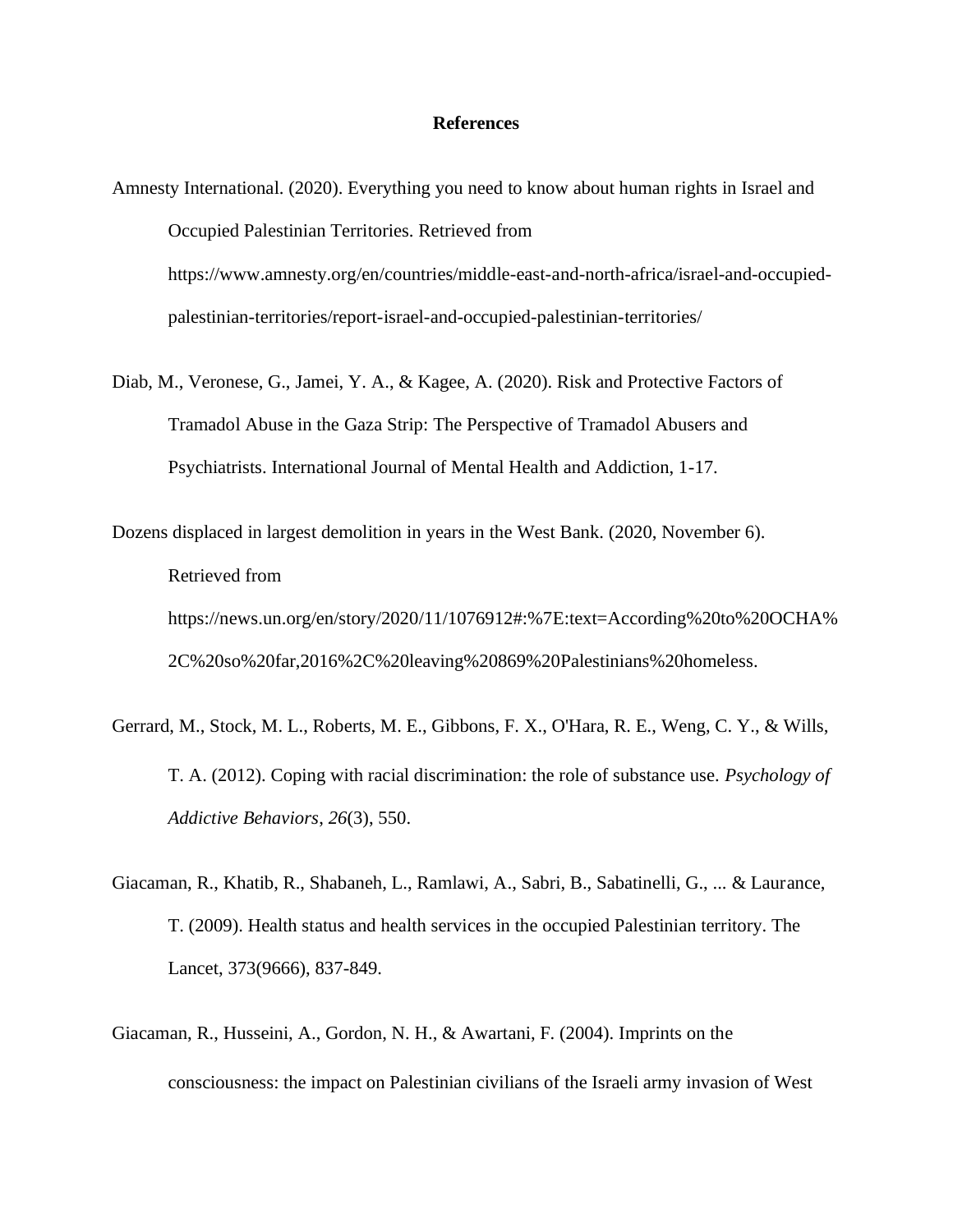**References**

Amnesty International. (2020). Everything you need to know about human rights in Israel and Occupied Palestinian Territories. Retrieved from https://www.amnesty.org/en/countries/middle-east-and-north-africa/israel-and-occupied-palestinian-territories/report-israel-and-occupied-palestinian-territories/

Diab, M., Veronese, G., Jamei, Y. A., & Kagee, A. (2020). Risk and Protective Factors of Tramadol Abuse in the Gaza Strip: The Perspective of Tramadol Abusers and Psychiatrists. International Journal of Mental Health and Addiction, 1-17.

Dozens displaced in largest demolition in years in the West Bank. (2020, November 6). Retrieved from https://news.un.org/en/story/2020/11/1076912#:%7E:text=According%20to%20OCHA%2C%20so%20far,2016%2C%20leaving%20869%20Palestinians%20homeless.

Gerrard, M., Stock, M. L., Roberts, M. E., Gibbons, F. X., O'Hara, R. E., Weng, C. Y., & Wills, T. A. (2012). Coping with racial discrimination: the role of substance use. *Psychology of Addictive Behaviors*, *26*(3), 550.

Giacaman, R., Khatib, R., Shabaneh, L., Ramlawi, A., Sabri, B., Sabatinelli, G., ... & Laurance, T. (2009). Health status and health services in the occupied Palestinian territory. The Lancet, 373(9666), 837-849.

Giacaman, R., Husseini, A., Gordon, N. H., & Awartani, F. (2004). Imprints on the consciousness: the impact on Palestinian civilians of the Israeli army invasion of West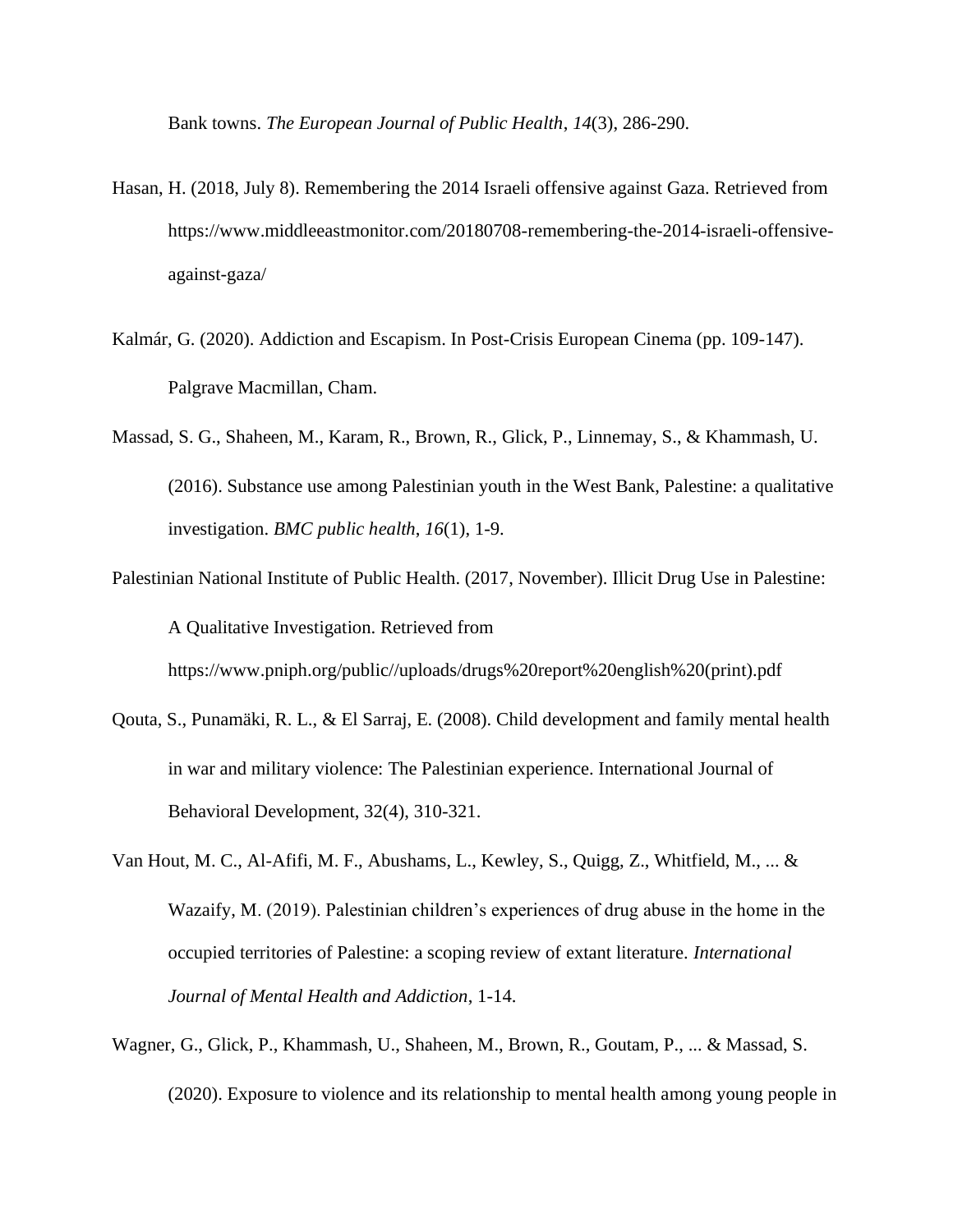Bank towns. *The European Journal of Public Health*, *14*(3), 286-290.

Hasan, H. (2018, July 8). Remembering the 2014 Israeli offensive against Gaza. Retrieved from https://www.middleeastmonitor.com/20180708-remembering-the-2014-israeli-offensive-against-gaza/

Kalmár, G. (2020). Addiction and Escapism. In Post-Crisis European Cinema (pp. 109-147). Palgrave Macmillan, Cham.

Massad, S. G., Shaheen, M., Karam, R., Brown, R., Glick, P., Linnemay, S., & Khammash, U. (2016). Substance use among Palestinian youth in the West Bank, Palestine: a qualitative investigation. *BMC public health*, *16*(1), 1-9.

Palestinian National Institute of Public Health. (2017, November). Illicit Drug Use in Palestine: A Qualitative Investigation. Retrieved from https://www.pniph.org/public//uploads/drugs%20report%20english%20(print).pdf

Qouta, S., Punamäki, R. L., & El Sarraj, E. (2008). Child development and family mental health in war and military violence: The Palestinian experience. International Journal of Behavioral Development, 32(4), 310-321.

Van Hout, M. C., Al-Afifi, M. F., Abushams, L., Kewley, S., Quigg, Z., Whitfield, M., ... & Wazaify, M. (2019). Palestinian children's experiences of drug abuse in the home in the occupied territories of Palestine: a scoping review of extant literature. *International Journal of Mental Health and Addiction*, 1-14.

Wagner, G., Glick, P., Khammash, U., Shaheen, M., Brown, R., Goutam, P., ... & Massad, S. (2020). Exposure to violence and its relationship to mental health among young people in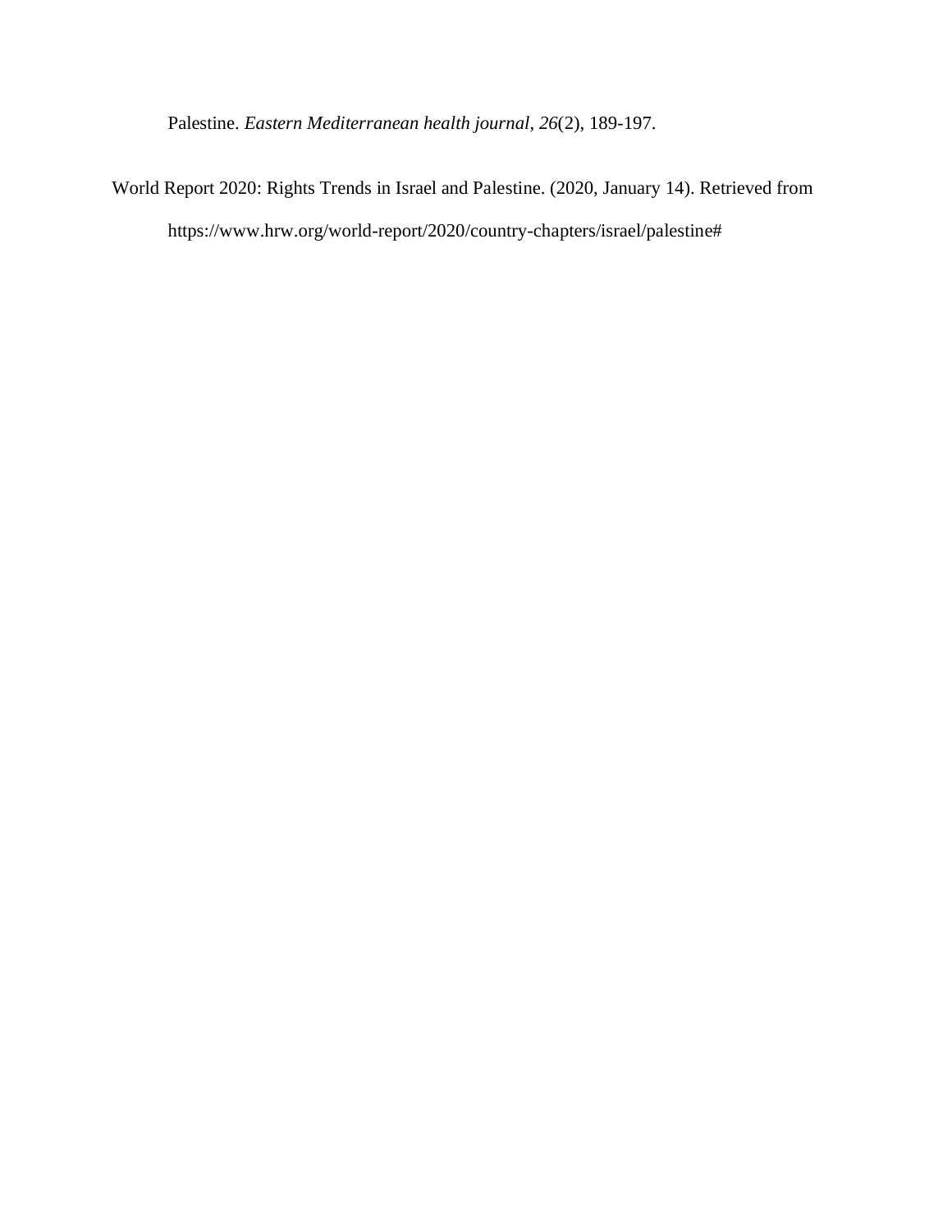Palestine. *Eastern Mediterranean health journal*, *26*(2), 189-197.

World Report 2020: Rights Trends in Israel and Palestine. (2020, January 14). Retrieved from https://www.hrw.org/world-report/2020/country-chapters/israel/palestine#